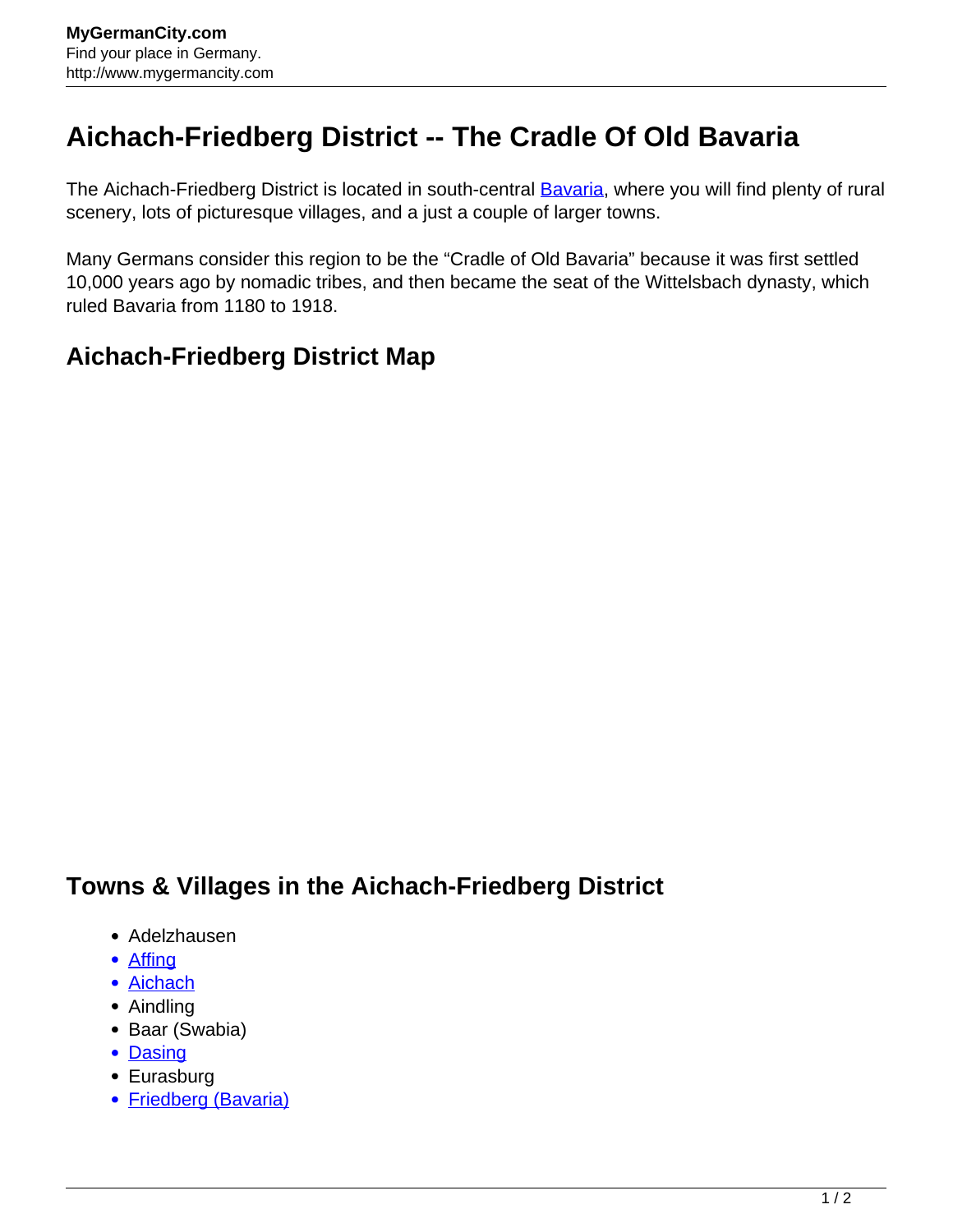# Aichach-Friedberg District -- The Cradle Of Old Bavaria

The Aichach-Friedberg District is located in south-central [Bavaria](http://www.mygermancity.com), where you will find plenty of rural scenery, lots of picturesque villages, and a just a couple of larger towns.

Many Germans consider this region to be the "Cradle of Old Bavaria" because it was first settled 10,000 years ago by nomadic tribes, and then became the seat of the Wittelsbach dynasty, which ruled Bavaria from 1180 to 1918.

## Aichach-Friedberg District Map

## Towns & Villages in the Aichach-Friedberg District

- Adelzhausen
- Affing
- Aichach
- Aindling
- Baar (Swabia)
- Dasing
- Eurasburg
- Friedberg (Bavaria)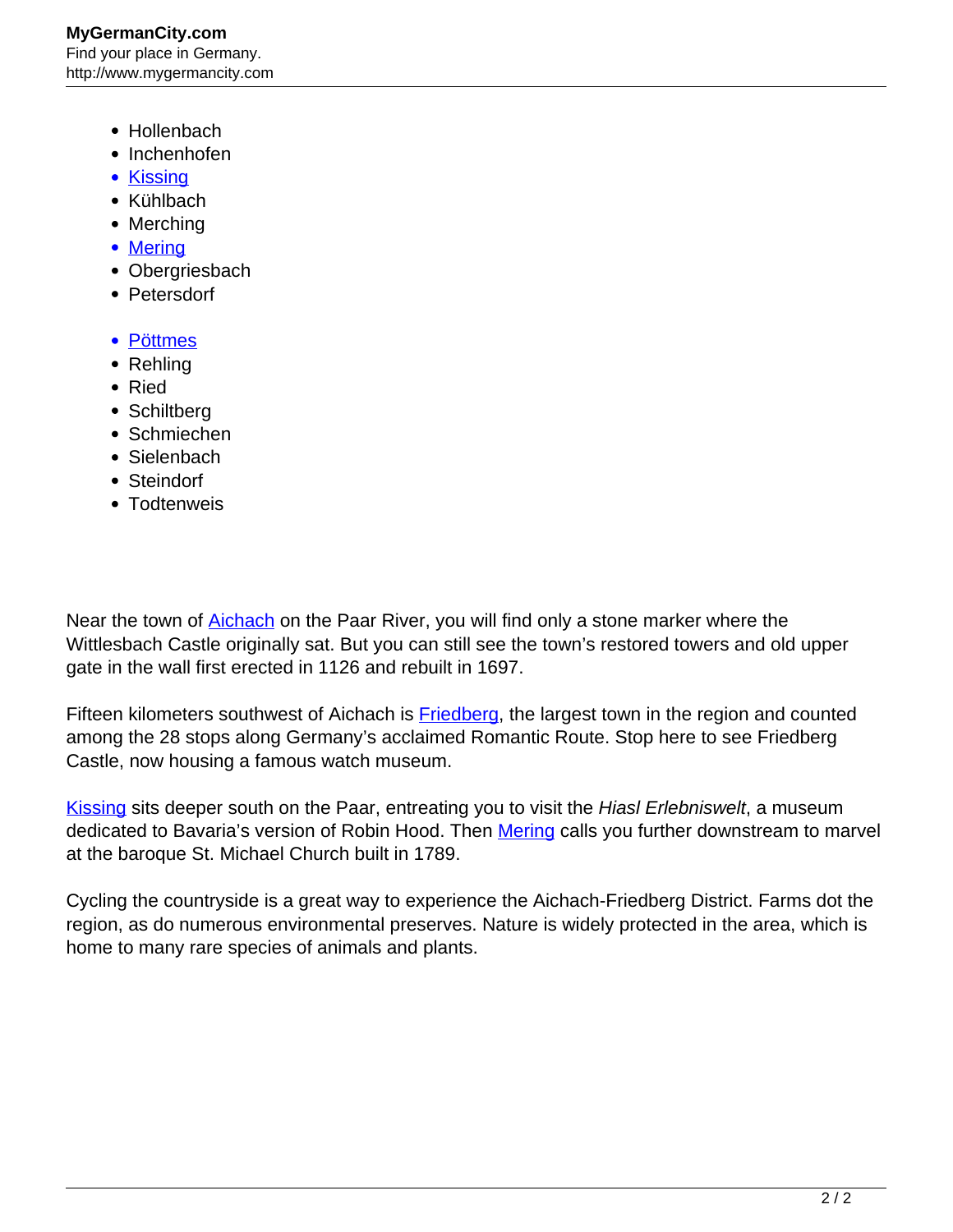- Hollenbach
- Inchenhofen
- Kissing
- Kühlbach
- Merching
- Mering
- Obergriesbach
- Petersdorf

- Pöttmes
- Rehling
- Ried
- Schiltberg
- Schmiechen
- Sielenbach
- Steindorf
- Todtenweis

Near the town of Aichach on the Paar River, you will find only a stone marker where the Wittlesbach Castle originally sat. But you can still see the town's restored towers and old upper gate in the wall first erected in 1126 and rebuilt in 1697.

Fifteen kilometers southwest of Aichach is Friedberg, the largest town in the region and counted among the 28 stops along Germany's acclaimed Romantic Route. Stop here to see Friedberg Castle, now housing a famous watch museum.

Kissing sits deeper south on the Paar, entreating you to visit the *Hiasl Erlebniswelt*, a museum dedicated to Bavaria's version of Robin Hood. Then Mering calls you further downstream to marvel at the baroque St. Michael Church built in 1789.

Cycling the countryside is a great way to experience the Aichach-Friedberg District. Farms dot the region, as do numerous environmental preserves. Nature is widely protected in the area, which is home to many rare species of animals and plants.